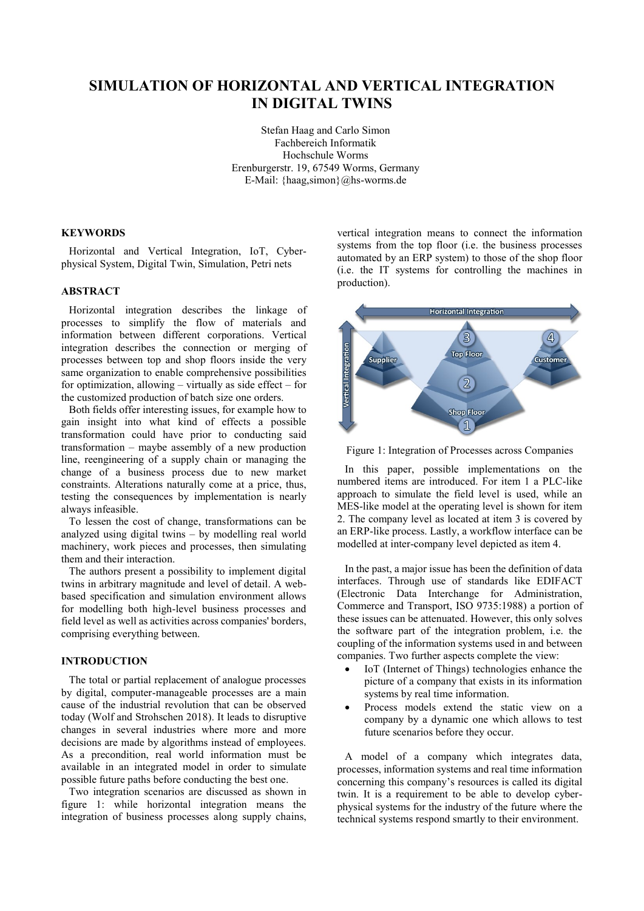# SIMULATION OF HORIZONTAL AND VERTICAL INTEGRATION IN DIGITAL TWINS

Stefan Haag and Carlo Simon
Fachbereich Informatik
Hochschule Worms
Erenburgerstr. 19, 67549 Worms, Germany
E-Mail: {haag,simon}@hs-worms.de

## KEYWORDS

Horizontal and Vertical Integration, IoT, Cyber-physical System, Digital Twin, Simulation, Petri nets

## ABSTRACT

Horizontal integration describes the linkage of processes to simplify the flow of materials and information between different corporations. Vertical integration describes the connection or merging of processes between top and shop floors inside the very same organization to enable comprehensive possibilities for optimization, allowing – virtually as side effect – for the customized production of batch size one orders.

Both fields offer interesting issues, for example how to gain insight into what kind of effects a possible transformation could have prior to conducting said transformation – maybe assembly of a new production line, reengineering of a supply chain or managing the change of a business process due to new market constraints. Alterations naturally come at a price, thus, testing the consequences by implementation is nearly always infeasible.

To lessen the cost of change, transformations can be analyzed using digital twins – by modelling real world machinery, work pieces and processes, then simulating them and their interaction.

The authors present a possibility to implement digital twins in arbitrary magnitude and level of detail. A web-based specification and simulation environment allows for modelling both high-level business processes and field level as well as activities across companies' borders, comprising everything between.

## INTRODUCTION

The total or partial replacement of analogue processes by digital, computer-manageable processes are a main cause of the industrial revolution that can be observed today (Wolf and Strohschen 2018). It leads to disruptive changes in several industries where more and more decisions are made by algorithms instead of employees. As a precondition, real world information must be available in an integrated model in order to simulate possible future paths before conducting the best one.

Two integration scenarios are discussed as shown in figure 1: while horizontal integration means the integration of business processes along supply chains, vertical integration means to connect the information systems from the top floor (i.e. the business processes automated by an ERP system) to those of the shop floor (i.e. the IT systems for controlling the machines in production).

Figure 1: Integration of Processes across Companies

In this paper, possible implementations on the numbered items are introduced. For item 1 a PLC-like approach to simulate the field level is used, while an MES-like model at the operating level is shown for item 2. The company level as located at item 3 is covered by an ERP-like process. Lastly, a workflow interface can be modelled at inter-company level depicted as item 4.

In the past, a major issue has been the definition of data interfaces. Through use of standards like EDIFACT (Electronic Data Interchange for Administration, Commerce and Transport, ISO 9735:1988) a portion of these issues can be attenuated. However, this only solves the software part of the integration problem, i.e. the coupling of the information systems used in and between companies. Two further aspects complete the view:

- IoT (Internet of Things) technologies enhance the picture of a company that exists in its information systems by real time information.
- Process models extend the static view on a company by a dynamic one which allows to test future scenarios before they occur.

A model of a company which integrates data, processes, information systems and real time information concerning this company's resources is called its digital twin. It is a requirement to be able to develop cyber-physical systems for the industry of the future where the technical systems respond smartly to their environment.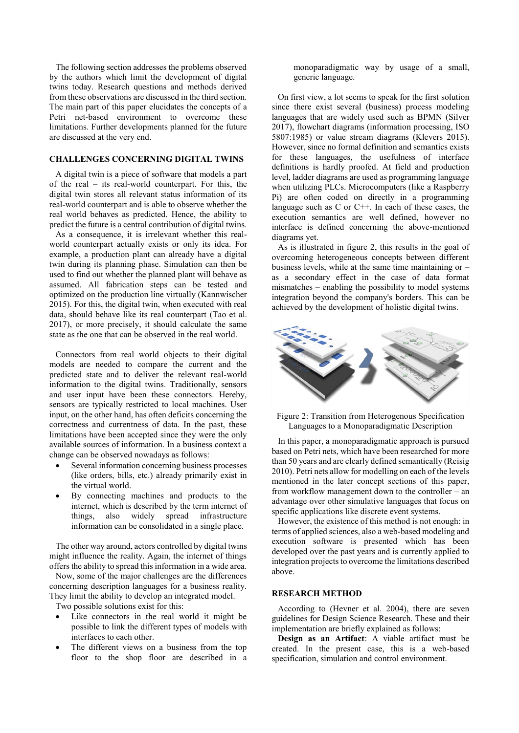The following section addresses the problems observed by the authors which limit the development of digital twins today. Research questions and methods derived from these observations are discussed in the third section. The main part of this paper elucidates the concepts of a Petri net-based environment to overcome these limitations. Further developments planned for the future are discussed at the very end.

## CHALLENGES CONCERNING DIGITAL TWINS

A digital twin is a piece of software that models a part of the real – its real-world counterpart. For this, the digital twin stores all relevant status information of its real-world counterpart and is able to observe whether the real world behaves as predicted. Hence, the ability to predict the future is a central contribution of digital twins.

As a consequence, it is irrelevant whether this real-world counterpart actually exists or only its idea. For example, a production plant can already have a digital twin during its planning phase. Simulation can then be used to find out whether the planned plant will behave as assumed. All fabrication steps can be tested and optimized on the production line virtually (Kannwischer 2015). For this, the digital twin, when executed with real data, should behave like its real counterpart (Tao et al. 2017), or more precisely, it should calculate the same state as the one that can be observed in the real world.

Connectors from real world objects to their digital models are needed to compare the current and the predicted state and to deliver the relevant real-world information to the digital twins. Traditionally, sensors and user input have been these connectors. Hereby, sensors are typically restricted to local machines. User input, on the other hand, has often deficits concerning the correctness and currentness of data. In the past, these limitations have been accepted since they were the only available sources of information. In a business context a change can be observed nowadays as follows:

- Several information concerning business processes (like orders, bills, etc.) already primarily exist in the virtual world.
- By connecting machines and products to the internet, which is described by the term internet of things, also widely spread infrastructure information can be consolidated in a single place.

The other way around, actors controlled by digital twins might influence the reality. Again, the internet of things offers the ability to spread this information in a wide area.

Now, some of the major challenges are the differences concerning description languages for a business reality. They limit the ability to develop an integrated model.

Two possible solutions exist for this:

- Like connectors in the real world it might be possible to link the different types of models with interfaces to each other.
- The different views on a business from the top floor to the shop floor are described in a monoparadigmatic way by usage of a small, generic language.

On first view, a lot seems to speak for the first solution since there exist several (business) process modeling languages that are widely used such as BPMN (Silver 2017), flowchart diagrams (information processing, ISO 5807:1985) or value stream diagrams (Klevers 2015). However, since no formal definition and semantics exists for these languages, the usefulness of interface definitions is hardly proofed. At field and production level, ladder diagrams are used as programming language when utilizing PLCs. Microcomputers (like a Raspberry Pi) are often coded on directly in a programming language such as C or C++. In each of these cases, the execution semantics are well defined, however no interface is defined concerning the above-mentioned diagrams yet.

As is illustrated in figure 2, this results in the goal of overcoming heterogeneous concepts between different business levels, while at the same time maintaining or – as a secondary effect in the case of data format mismatches – enabling the possibility to model systems integration beyond the company's borders. This can be achieved by the development of holistic digital twins.

Figure 2: Transition from Heterogenous Specification Languages to a Monoparadigmatic Description

In this paper, a monoparadigmatic approach is pursued based on Petri nets, which have been researched for more than 50 years and are clearly defined semantically (Reisig 2010). Petri nets allow for modelling on each of the levels mentioned in the later concept sections of this paper, from workflow management down to the controller – an advantage over other simulative languages that focus on specific applications like discrete event systems.

However, the existence of this method is not enough: in terms of applied sciences, also a web-based modeling and execution software is presented which has been developed over the past years and is currently applied to integration projects to overcome the limitations described above.

## RESEARCH METHOD

According to (Hevner et al. 2004), there are seven guidelines for Design Science Research. These and their implementation are briefly explained as follows:

**Design as an Artifact**: A viable artifact must be created. In the present case, this is a web-based specification, simulation and control environment.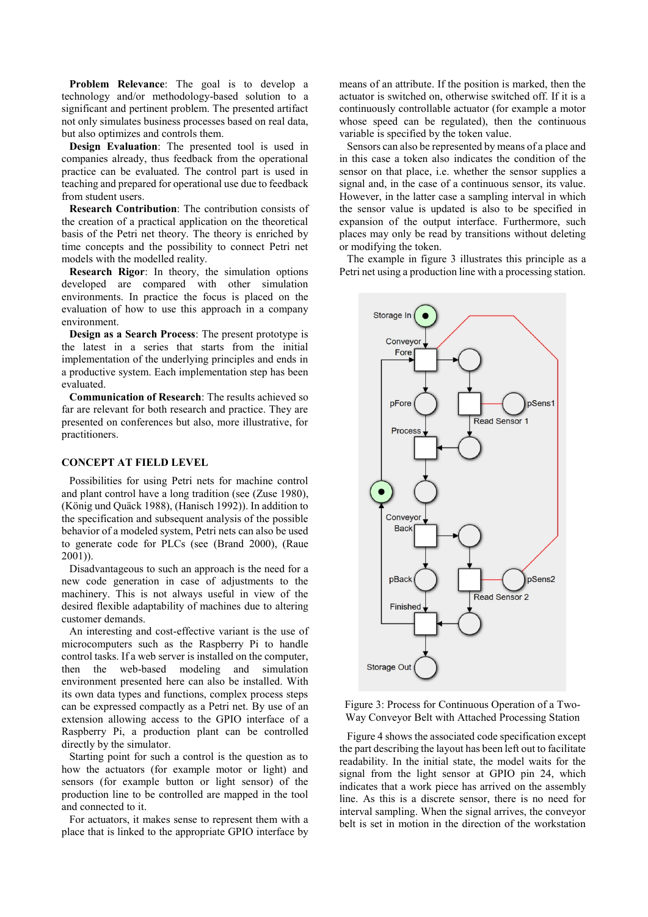**Problem Relevance**: The goal is to develop a technology and/or methodology-based solution to a significant and pertinent problem. The presented artifact not only simulates business processes based on real data, but also optimizes and controls them.

**Design Evaluation**: The presented tool is used in companies already, thus feedback from the operational practice can be evaluated. The control part is used in teaching and prepared for operational use due to feedback from student users.

**Research Contribution**: The contribution consists of the creation of a practical application on the theoretical basis of the Petri net theory. The theory is enriched by time concepts and the possibility to connect Petri net models with the modelled reality.

**Research Rigor**: In theory, the simulation options developed are compared with other simulation environments. In practice the focus is placed on the evaluation of how to use this approach in a company environment.

**Design as a Search Process**: The present prototype is the latest in a series that starts from the initial implementation of the underlying principles and ends in a productive system. Each implementation step has been evaluated.

**Communication of Research**: The results achieved so far are relevant for both research and practice. They are presented on conferences but also, more illustrative, for practitioners.

## CONCEPT AT FIELD LEVEL

Possibilities for using Petri nets for machine control and plant control have a long tradition (see (Zuse 1980), (König und Quäck 1988), (Hanisch 1992)). In addition to the specification and subsequent analysis of the possible behavior of a modeled system, Petri nets can also be used to generate code for PLCs (see (Brand 2000), (Raue 2001)).

Disadvantageous to such an approach is the need for a new code generation in case of adjustments to the machinery. This is not always useful in view of the desired flexible adaptability of machines due to altering customer demands.

An interesting and cost-effective variant is the use of microcomputers such as the Raspberry Pi to handle control tasks. If a web server is installed on the computer, then the web-based modeling and simulation environment presented here can also be installed. With its own data types and functions, complex process steps can be expressed compactly as a Petri net. By use of an extension allowing access to the GPIO interface of a Raspberry Pi, a production plant can be controlled directly by the simulator.

Starting point for such a control is the question as to how the actuators (for example motor or light) and sensors (for example button or light sensor) of the production line to be controlled are mapped in the tool and connected to it.

For actuators, it makes sense to represent them with a place that is linked to the appropriate GPIO interface by means of an attribute. If the position is marked, then the actuator is switched on, otherwise switched off. If it is a continuously controllable actuator (for example a motor whose speed can be regulated), then the continuous variable is specified by the token value.

Sensors can also be represented by means of a place and in this case a token also indicates the condition of the sensor on that place, i.e. whether the sensor supplies a signal and, in the case of a continuous sensor, its value. However, in the latter case a sampling interval in which the sensor value is updated is also to be specified in expansion of the output interface. Furthermore, such places may only be read by transitions without deleting or modifying the token.

The example in figure 3 illustrates this principle as a Petri net using a production line with a processing station.

Figure 3: Process for Continuous Operation of a Two-Way Conveyor Belt with Attached Processing Station

Figure 4 shows the associated code specification except the part describing the layout has been left out to facilitate readability. In the initial state, the model waits for the signal from the light sensor at GPIO pin 24, which indicates that a work piece has arrived on the assembly line. As this is a discrete sensor, there is no need for interval sampling. When the signal arrives, the conveyor belt is set in motion in the direction of the workstation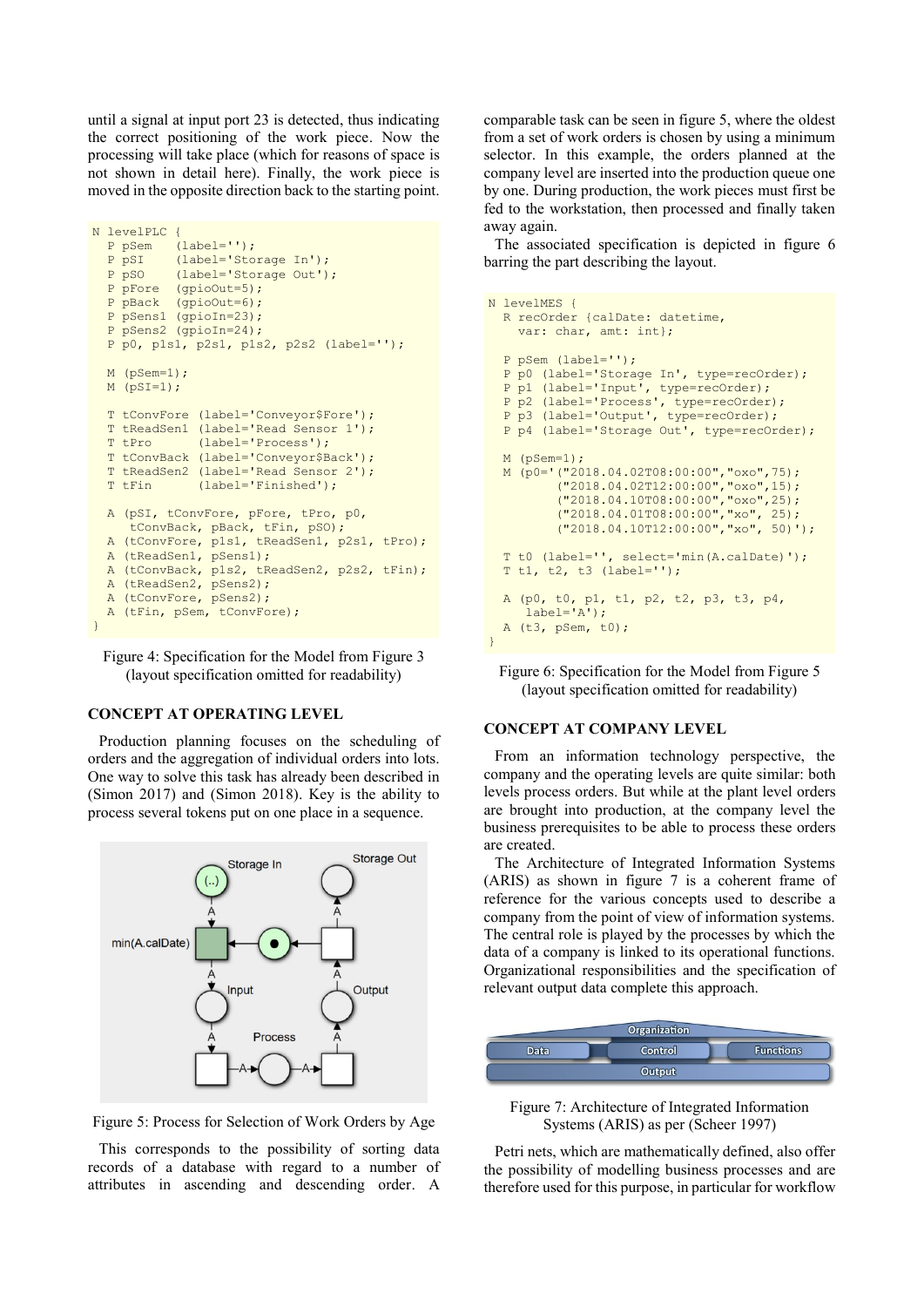until a signal at input port 23 is detected, thus indicating the correct positioning of the work piece. Now the processing will take place (which for reasons of space is not shown in detail here). Finally, the work piece is moved in the opposite direction back to the starting point.

```
N levelPLC {
  P pSem   (label='');
  P pSI    (label='Storage In');
  P pSO    (label='Storage Out');
  P pFore  (gpioOut=5);
  P pBack  (gpioOut=6);
  P pSens1 (gpioIn=23);
  P pSens2 (gpioIn=24);
  P p0, p1s1, p2s1, p1s2, p2s2 (label='');

  M (pSem=1);
  M (pSI=1);

  T tConvFore (label='Conveyor$Fore');
  T tReadSen1 (label='Read Sensor 1');
  T tPro      (label='Process');
  T tConvBack (label='Conveyor$Back');
  T tReadSen2 (label='Read Sensor 2');
  T tFin      (label='Finished');

  A (pSI, tConvFore, pFore, tPro, p0,
     tConvBack, pBack, tFin, pSO);
  A (tConvFore, p1s1, tReadSen1, p2s1, tPro);
  A (tReadSen1, pSens1);
  A (tConvBack, p1s2, tReadSen2, p2s2, tFin);
  A (tReadSen2, pSens2);
  A (tConvFore, pSens2);
  A (tFin, pSem, tConvFore);
}
```

Figure 4: Specification for the Model from Figure 3 (layout specification omitted for readability)

## CONCEPT AT OPERATING LEVEL

Production planning focuses on the scheduling of orders and the aggregation of individual orders into lots. One way to solve this task has already been described in (Simon 2017) and (Simon 2018). Key is the ability to process several tokens put on one place in a sequence.

Figure 5: Process for Selection of Work Orders by Age

This corresponds to the possibility of sorting data records of a database with regard to a number of attributes in ascending and descending order. A comparable task can be seen in figure 5, where the oldest from a set of work orders is chosen by using a minimum selector. In this example, the orders planned at the company level are inserted into the production queue one by one. During production, the work pieces must first be fed to the workstation, then processed and finally taken away again.

The associated specification is depicted in figure 6 barring the part describing the layout.

```
N levelMES {
  R recOrder {calDate: datetime,
    var: char, amt: int};

  P pSem (label='');
  P p0 (label='Storage In', type=recOrder);
  P p1 (label='Input', type=recOrder);
  P p2 (label='Process', type=recOrder);
  P p3 (label='Output', type=recOrder);
  P p4 (label='Storage Out', type=recOrder);

  M (pSem=1);
  M (p0='("2018.04.02T08:00:00","oxo",75);
        ("2018.04.02T12:00:00","oxo",15);
        ("2018.04.10T08:00:00","oxo",25);
        ("2018.04.01T08:00:00","xo", 25);
        ("2018.04.10T12:00:00","xo", 50)');

  T t0 (label='', select='min(A.calDate)');
  T t1, t2, t3 (label='');

  A (p0, t0, p1, t1, p2, t2, p3, t3, p4,
     label='A');
  A (t3, pSem, t0);
}
```

Figure 6: Specification for the Model from Figure 5 (layout specification omitted for readability)

## CONCEPT AT COMPANY LEVEL

From an information technology perspective, the company and the operating levels are quite similar: both levels process orders. But while at the plant level orders are brought into production, at the company level the business prerequisites to be able to process these orders are created.

The Architecture of Integrated Information Systems (ARIS) as shown in figure 7 is a coherent frame of reference for the various concepts used to describe a company from the point of view of information systems. The central role is played by the processes by which the data of a company is linked to its operational functions. Organizational responsibilities and the specification of relevant output data complete this approach.

Figure 7: Architecture of Integrated Information Systems (ARIS) as per (Scheer 1997)

Petri nets, which are mathematically defined, also offer the possibility of modelling business processes and are therefore used for this purpose, in particular for workflow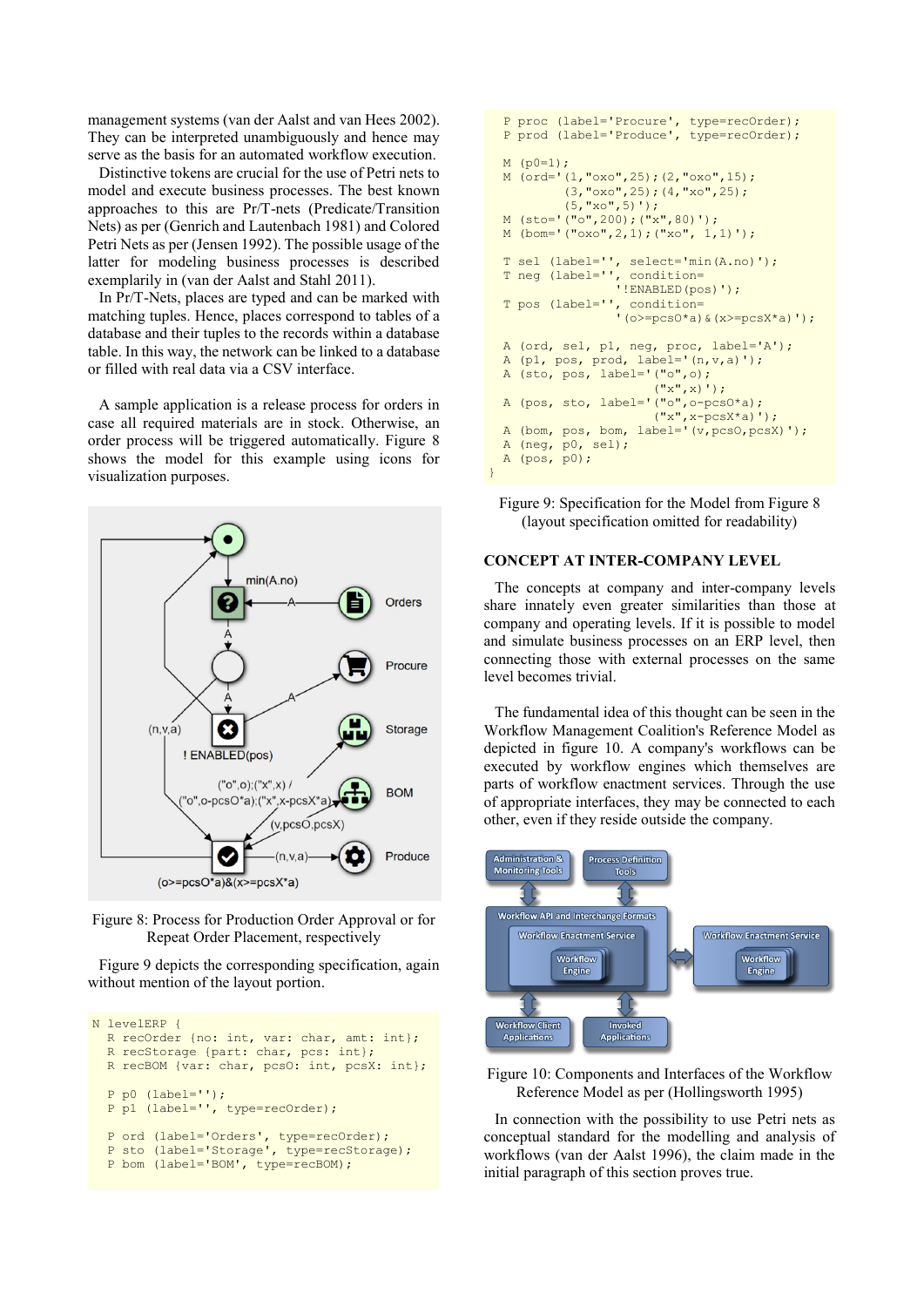management systems (van der Aalst and van Hees 2002). They can be interpreted unambiguously and hence may serve as the basis for an automated workflow execution.

Distinctive tokens are crucial for the use of Petri nets to model and execute business processes. The best known approaches to this are Pr/T-nets (Predicate/Transition Nets) as per (Genrich and Lautenbach 1981) and Colored Petri Nets as per (Jensen 1992). The possible usage of the latter for modeling business processes is described exemplarily in (van der Aalst and Stahl 2011).

In Pr/T-Nets, places are typed and can be marked with matching tuples. Hence, places correspond to tables of a database and their tuples to the records within a database table. In this way, the network can be linked to a database or filled with real data via a CSV interface.

A sample application is a release process for orders in case all required materials are in stock. Otherwise, an order process will be triggered automatically. Figure 8 shows the model for this example using icons for visualization purposes.

Figure 8: Process for Production Order Approval or for Repeat Order Placement, respectively

Figure 9 depicts the corresponding specification, again without mention of the layout portion.

```
N levelERP {
  R recOrder {no: int, var: char, amt: int};
  R recStorage {part: char, pcs: int};
  R recBOM {var: char, pcsO: int, pcsX: int};

  P p0 (label='');
  P p1 (label='', type=recOrder);

  P ord (label='Orders', type=recOrder);
  P sto (label='Storage', type=recStorage);
  P bom (label='BOM', type=recBOM);
  P proc (label='Procure', type=recOrder);
  P prod (label='Produce', type=recOrder);

  M (p0=1);
  M (ord='(1,"oxo",25);(2,"oxo",15);
          (3,"oxo",25);(4,"xo",25);
          (5,"xo",5)');
  M (sto='("o",200);("x",80)');
  M (bom='("oxo",2,1);("xo", 1,1)');

  T sel (label='', select='min(A.no)');
  T neg (label='', condition=
              '!ENABLED(pos)');
  T pos (label='', condition=
              '(o>=pcsO*a)&(x>=pcsX*a)');

  A (ord, sel, p1, neg, proc, label='A');
  A (p1, pos, prod, label='(n,v,a)');
  A (sto, pos, label='("o",o);
                      ("x",x)');
  A (pos, sto, label='("o",o-pcsO*a);
                      ("x",x-pcsX*a)');
  A (bom, pos, bom, label='(v,pcsO,pcsX)');
  A (neg, p0, sel);
  A (pos, p0);
}
```

Figure 9: Specification for the Model from Figure 8 (layout specification omitted for readability)

## CONCEPT AT INTER-COMPANY LEVEL

The concepts at company and inter-company levels share innately even greater similarities than those at company and operating levels. If it is possible to model and simulate business processes on an ERP level, then connecting those with external processes on the same level becomes trivial.

The fundamental idea of this thought can be seen in the Workflow Management Coalition's Reference Model as depicted in figure 10. A company's workflows can be executed by workflow engines which themselves are parts of workflow enactment services. Through the use of appropriate interfaces, they may be connected to each other, even if they reside outside the company.

Figure 10: Components and Interfaces of the Workflow Reference Model as per (Hollingsworth 1995)

In connection with the possibility to use Petri nets as conceptual standard for the modelling and analysis of workflows (van der Aalst 1996), the claim made in the initial paragraph of this section proves true.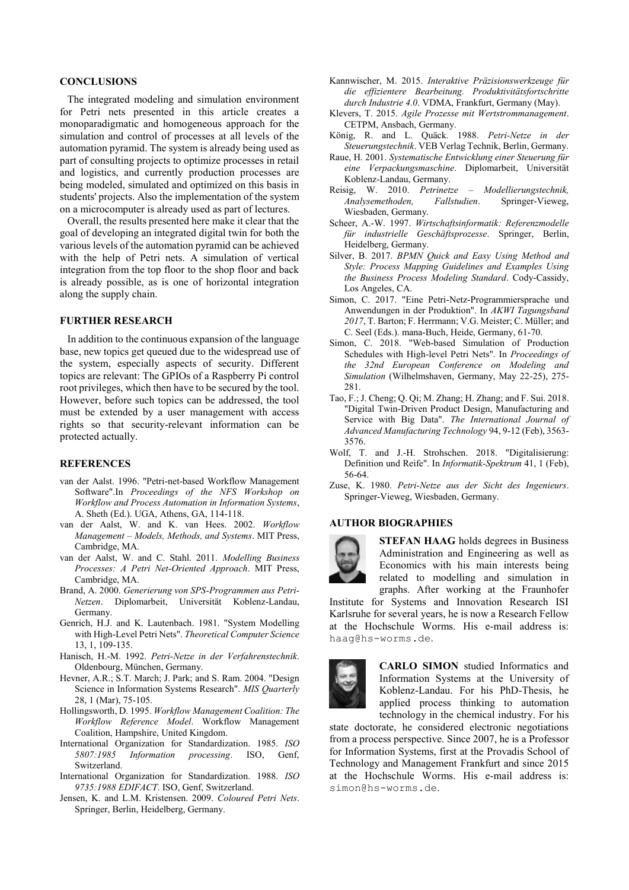## CONCLUSIONS

The integrated modeling and simulation environment for Petri nets presented in this article creates a monoparadigmatic and homogeneous approach for the simulation and control of processes at all levels of the automation pyramid. The system is already being used as part of consulting projects to optimize processes in retail and logistics, and currently production processes are being modeled, simulated and optimized on this basis in students' projects. Also the implementation of the system on a microcomputer is already used as part of lectures.

Overall, the results presented here make it clear that the goal of developing an integrated digital twin for both the various levels of the automation pyramid can be achieved with the help of Petri nets. A simulation of vertical integration from the top floor to the shop floor and back is already possible, as is one of horizontal integration along the supply chain.

## FURTHER RESEARCH

In addition to the continuous expansion of the language base, new topics get queued due to the widespread use of the system, especially aspects of security. Different topics are relevant: The GPIOs of a Raspberry Pi control root privileges, which then have to be secured by the tool. However, before such topics can be addressed, the tool must be extended by a user management with access rights so that security-relevant information can be protected actually.

## REFERENCES

van der Aalst. 1996. "Petri-net-based Workflow Management Software".In *Proceedings of the NFS Workshop on Workflow and Process Automation in Information Systems*, A. Sheth (Ed.). UGA, Athens, GA, 114-118.

van der Aalst, W. and K. van Hees. 2002. *Workflow Management – Models, Methods, and Systems*. MIT Press, Cambridge, MA.

van der Aalst, W. and C. Stahl. 2011. *Modelling Business Processes: A Petri Net-Oriented Approach*. MIT Press, Cambridge, MA.

Brand, A. 2000. *Generierung von SPS-Programmen aus Petri-Netzen*. Diplomarbeit, Universität Koblenz-Landau, Germany.

Genrich, H.J. and K. Lautenbach. 1981. "System Modelling with High-Level Petri Nets". *Theoretical Computer Science* 13, 1, 109-135.

Hanisch, H.-M. 1992. *Petri-Netze in der Verfahrenstechnik*. Oldenbourg, München, Germany.

Hevner, A.R.; S.T. March; J. Park; and S. Ram. 2004. "Design Science in Information Systems Research". *MIS Quarterly* 28, 1 (Mar), 75-105.

Hollingsworth, D. 1995. *Workflow Management Coalition: The Workflow Reference Model*. Workflow Management Coalition, Hampshire, United Kingdom.

International Organization for Standardization. 1985. *ISO 5807:1985 Information processing*. ISO, Genf, Switzerland.

International Organization for Standardization. 1988. *ISO 9735:1988 EDIFACT*. ISO, Genf, Switzerland.

Jensen, K. and L.M. Kristensen. 2009. *Coloured Petri Nets*. Springer, Berlin, Heidelberg, Germany.

Kannwischer, M. 2015. *Interaktive Präzisionswerkzeuge für die effizientere Bearbeitung. Produktivitätsfortschritte durch Industrie 4.0*. VDMA, Frankfurt, Germany (May).

Klevers, T. 2015. *Agile Prozesse mit Wertstrommanagement*. CETPM, Ansbach, Germany.

König, R. and L. Quäck. 1988. *Petri-Netze in der Steuerungstechnik*. VEB Verlag Technik, Berlin, Germany.

Raue, H. 2001. *Systematische Entwicklung einer Steuerung für eine Verpackungsmaschine*. Diplomarbeit, Universität Koblenz-Landau, Germany.

Reisig, W. 2010. *Petrinetze – Modellierungstechnik, Analysemethoden, Fallstudien*. Springer-Vieweg, Wiesbaden, Germany.

Scheer, A.-W. 1997. *Wirtschaftsinformatik: Referenzmodelle für industrielle Geschäftsprozesse*. Springer, Berlin, Heidelberg, Germany.

Silver, B. 2017. *BPMN Quick and Easy Using Method and Style: Process Mapping Guidelines and Examples Using the Business Process Modeling Standard*. Cody-Cassidy, Los Angeles, CA.

Simon, C. 2017. "Eine Petri-Netz-Programmiersprache und Anwendungen in der Produktion". In *AKWI Tagungsband 2017*, T. Barton; F. Herrmann; V.G. Meister; C. Müller; and C. Seel (Eds.). mana-Buch, Heide, Germany, 61-70.

Simon, C. 2018. "Web-based Simulation of Production Schedules with High-level Petri Nets". In *Proceedings of the 32nd European Conference on Modeling and Simulation* (Wilhelmshaven, Germany, May 22-25), 275-281.

Tao, F.; J. Cheng; Q. Qi; M. Zhang; H. Zhang; and F. Sui. 2018. "Digital Twin-Driven Product Design, Manufacturing and Service with Big Data". *The International Journal of Advanced Manufacturing Technology* 94, 9-12 (Feb), 3563-3576.

Wolf, T. and J.-H. Strohschen. 2018. "Digitalisierung: Definition und Reife". In *Informatik-Spektrum* 41, 1 (Feb), 56-64.

Zuse, K. 1980. *Petri-Netze aus der Sicht des Ingenieurs*. Springer-Vieweg, Wiesbaden, Germany.

## AUTHOR BIOGRAPHIES

**STEFAN HAAG** holds degrees in Business Administration and Engineering as well as Economics with his main interests being related to modelling and simulation in graphs. After working at the Fraunhofer Institute for Systems and Innovation Research ISI Karlsruhe for several years, he is now a Research Fellow at the Hochschule Worms. His e-mail address is: haag@hs-worms.de.

**CARLO SIMON** studied Informatics and Information Systems at the University of Koblenz-Landau. For his PhD-Thesis, he applied process thinking to automation technology in the chemical industry. For his state doctorate, he considered electronic negotiations from a process perspective. Since 2007, he is a Professor for Information Systems, first at the Provadis School of Technology and Management Frankfurt and since 2015 at the Hochschule Worms. His e-mail address is: simon@hs-worms.de.